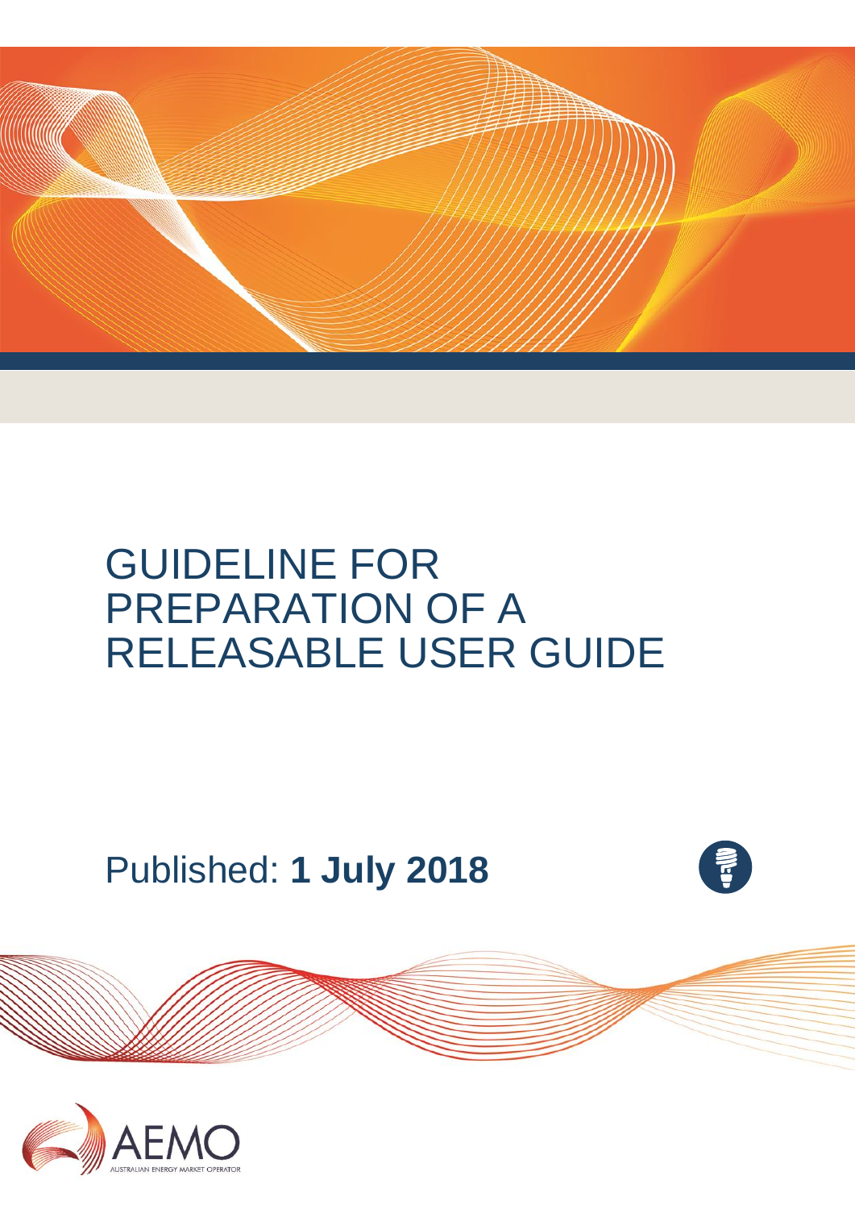# GUIDELINE FOR PREPARATION OF A RELEASABLE USER GUIDE

Published: **1 July 2018**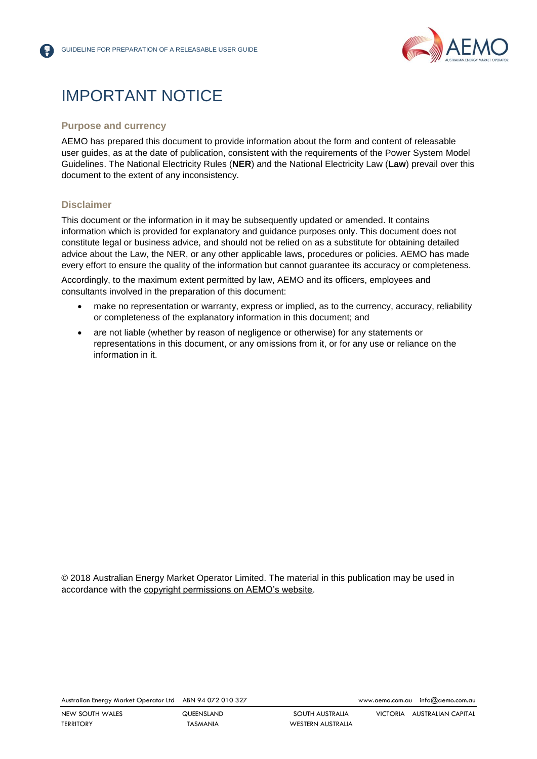# IMPORTANT NOTICE

## Purpose and currency

AEMO has prepared this document to provide information about the form and content of releasable user guides, as at the date of publication, consistent with the requirements of the Power System Model Guidelines. The National Electricity Rules (**NER**) and the National Electricity Law (**Law**) prevail over this document to the extent of any inconsistency.

## Disclaimer

This document or the information in it may be subsequently updated or amended. It contains information which is provided for explanatory and guidance purposes only. This document does not constitute legal or business advice, and should not be relied on as a substitute for obtaining detailed advice about the Law, the NER, or any other applicable laws, procedures or policies. AEMO has made every effort to ensure the quality of the information but cannot guarantee its accuracy or completeness.

Accordingly, to the maximum extent permitted by law, AEMO and its officers, employees and consultants involved in the preparation of this document:

- make no representation or warranty, express or implied, as to the currency, accuracy, reliability or completeness of the explanatory information in this document; and
- are not liable (whether by reason of negligence or otherwise) for any statements or representations in this document, or any omissions from it, or for any use or reliance on the information in it.

© 2018 Australian Energy Market Operator Limited. The material in this publication may be used in accordance with the copyright permissions on AEMO's website.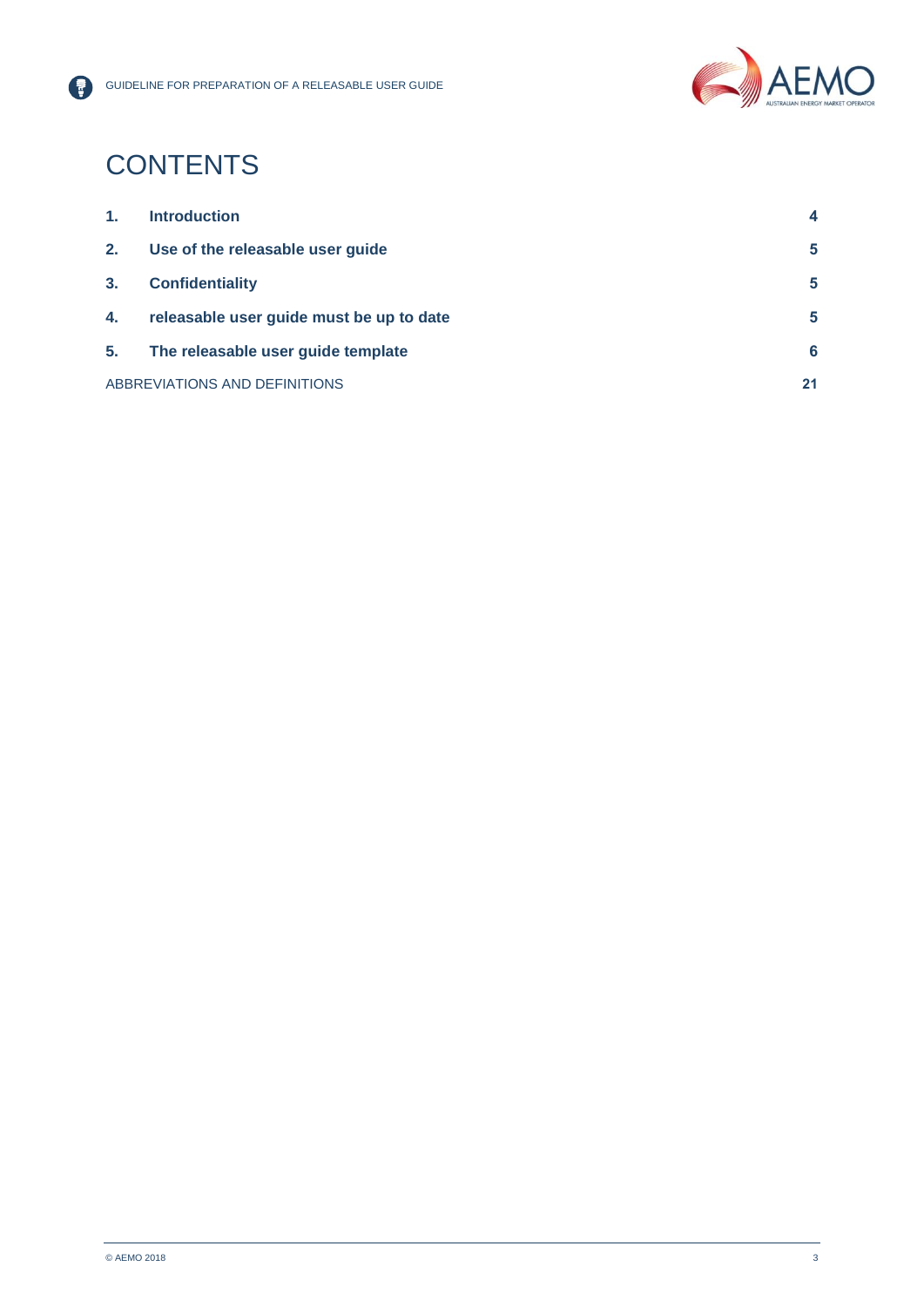# CONTENTS

| | | |
|---|---|---|
| **1.** | **Introduction** | **4** |
| **2.** | **Use of the releasable user guide** | **5** |
| **3.** | **Confidentiality** | **5** |
| **4.** | **releasable user guide must be up to date** | **5** |
| **5.** | **The releasable user guide template** | **6** |
| ABBREVIATIONS AND DEFINITIONS | | **21** |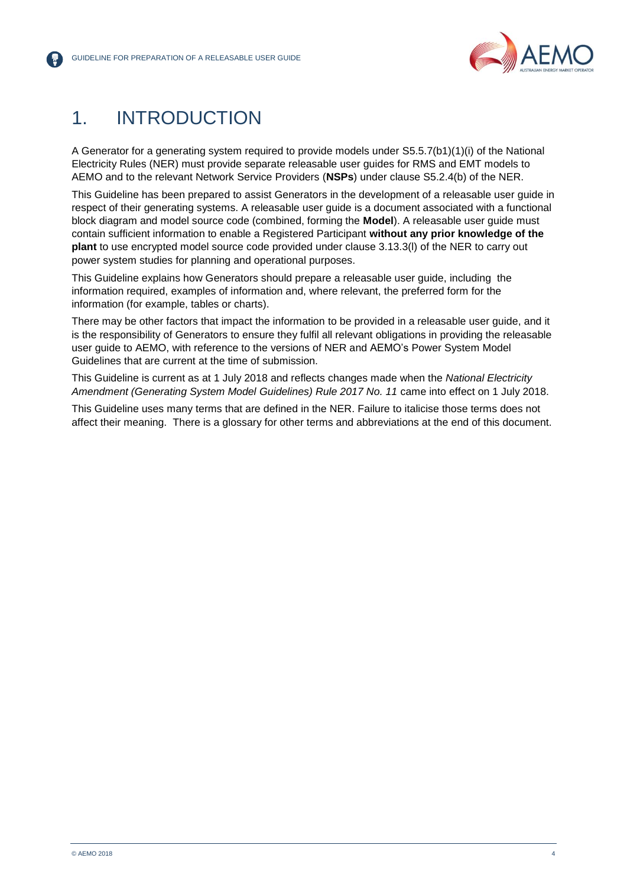# 1. INTRODUCTION

A Generator for a generating system required to provide models under S5.5.7(b1)(1)(i) of the National Electricity Rules (NER) must provide separate releasable user guides for RMS and EMT models to AEMO and to the relevant Network Service Providers (**NSPs**) under clause S5.2.4(b) of the NER.

This Guideline has been prepared to assist Generators in the development of a releasable user guide in respect of their generating systems. A releasable user guide is a document associated with a functional block diagram and model source code (combined, forming the **Model**). A releasable user guide must contain sufficient information to enable a Registered Participant **without any prior knowledge of the plant** to use encrypted model source code provided under clause 3.13.3(l) of the NER to carry out power system studies for planning and operational purposes.

This Guideline explains how Generators should prepare a releasable user guide, including the information required, examples of information and, where relevant, the preferred form for the information (for example, tables or charts).

There may be other factors that impact the information to be provided in a releasable user guide, and it is the responsibility of Generators to ensure they fulfil all relevant obligations in providing the releasable user guide to AEMO, with reference to the versions of NER and AEMO's Power System Model Guidelines that are current at the time of submission.

This Guideline is current as at 1 July 2018 and reflects changes made when the *National Electricity Amendment (Generating System Model Guidelines) Rule 2017 No. 11* came into effect on 1 July 2018.

This Guideline uses many terms that are defined in the NER. Failure to italicise those terms does not affect their meaning. There is a glossary for other terms and abbreviations at the end of this document.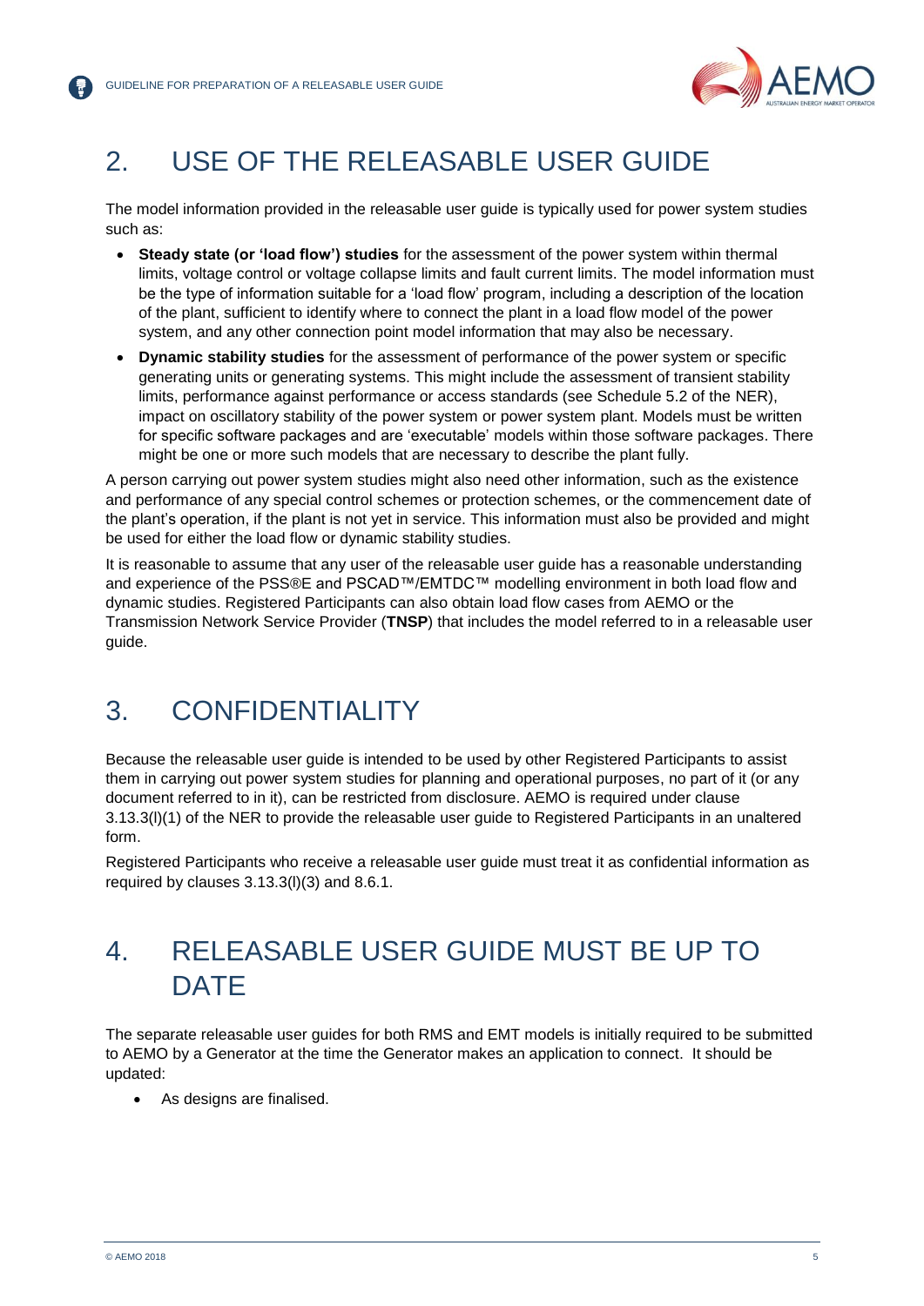# 2. USE OF THE RELEASABLE USER GUIDE

The model information provided in the releasable user guide is typically used for power system studies such as:

- **Steady state (or 'load flow') studies** for the assessment of the power system within thermal limits, voltage control or voltage collapse limits and fault current limits. The model information must be the type of information suitable for a 'load flow' program, including a description of the location of the plant, sufficient to identify where to connect the plant in a load flow model of the power system, and any other connection point model information that may also be necessary.
- **Dynamic stability studies** for the assessment of performance of the power system or specific generating units or generating systems. This might include the assessment of transient stability limits, performance against performance or access standards (see Schedule 5.2 of the NER), impact on oscillatory stability of the power system or power system plant. Models must be written for specific software packages and are 'executable' models within those software packages. There might be one or more such models that are necessary to describe the plant fully.

A person carrying out power system studies might also need other information, such as the existence and performance of any special control schemes or protection schemes, or the commencement date of the plant's operation, if the plant is not yet in service. This information must also be provided and might be used for either the load flow or dynamic stability studies.

It is reasonable to assume that any user of the releasable user guide has a reasonable understanding and experience of the PSS®E and PSCAD™/EMTDC™ modelling environment in both load flow and dynamic studies. Registered Participants can also obtain load flow cases from AEMO or the Transmission Network Service Provider (**TNSP**) that includes the model referred to in a releasable user guide.

# 3. CONFIDENTIALITY

Because the releasable user guide is intended to be used by other Registered Participants to assist them in carrying out power system studies for planning and operational purposes, no part of it (or any document referred to in it), can be restricted from disclosure. AEMO is required under clause 3.13.3(l)(1) of the NER to provide the releasable user guide to Registered Participants in an unaltered form.

Registered Participants who receive a releasable user guide must treat it as confidential information as required by clauses 3.13.3(l)(3) and 8.6.1.

# 4. RELEASABLE USER GUIDE MUST BE UP TO DATE

The separate releasable user guides for both RMS and EMT models is initially required to be submitted to AEMO by a Generator at the time the Generator makes an application to connect. It should be updated:

- As designs are finalised.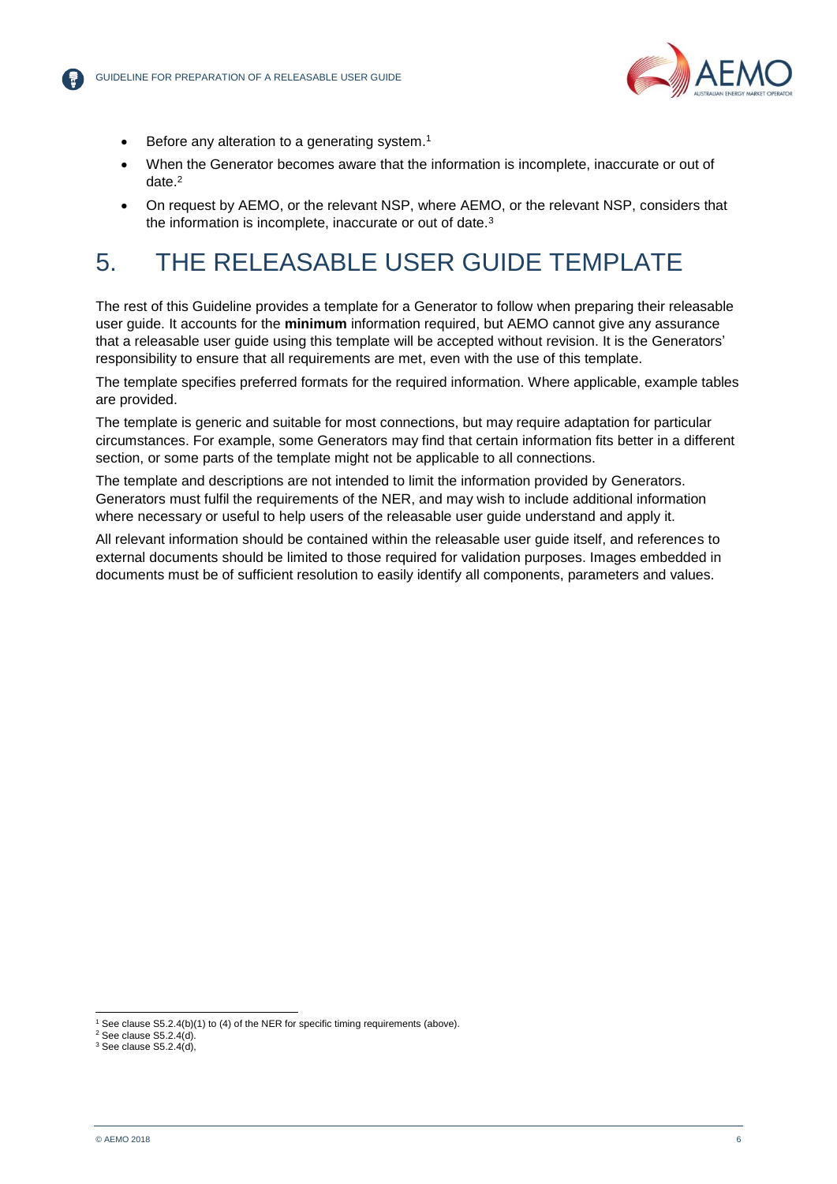- Before any alteration to a generating system.[1]
- When the Generator becomes aware that the information is incomplete, inaccurate or out of date.[2]
- On request by AEMO, or the relevant NSP, where AEMO, or the relevant NSP, considers that the information is incomplete, inaccurate or out of date.[3]

# 5. THE RELEASABLE USER GUIDE TEMPLATE

The rest of this Guideline provides a template for a Generator to follow when preparing their releasable user guide. It accounts for the **minimum** information required, but AEMO cannot give any assurance that a releasable user guide using this template will be accepted without revision. It is the Generators' responsibility to ensure that all requirements are met, even with the use of this template.

The template specifies preferred formats for the required information. Where applicable, example tables are provided.

The template is generic and suitable for most connections, but may require adaptation for particular circumstances. For example, some Generators may find that certain information fits better in a different section, or some parts of the template might not be applicable to all connections.

The template and descriptions are not intended to limit the information provided by Generators. Generators must fulfil the requirements of the NER, and may wish to include additional information where necessary or useful to help users of the releasable user guide understand and apply it.

All relevant information should be contained within the releasable user guide itself, and references to external documents should be limited to those required for validation purposes. Images embedded in documents must be of sufficient resolution to easily identify all components, parameters and values.

---

[1] See clause S5.2.4(b)(1) to (4) of the NER for specific timing requirements (above).

[2] See clause S5.2.4(d).

[3] See clause S5.2.4(d),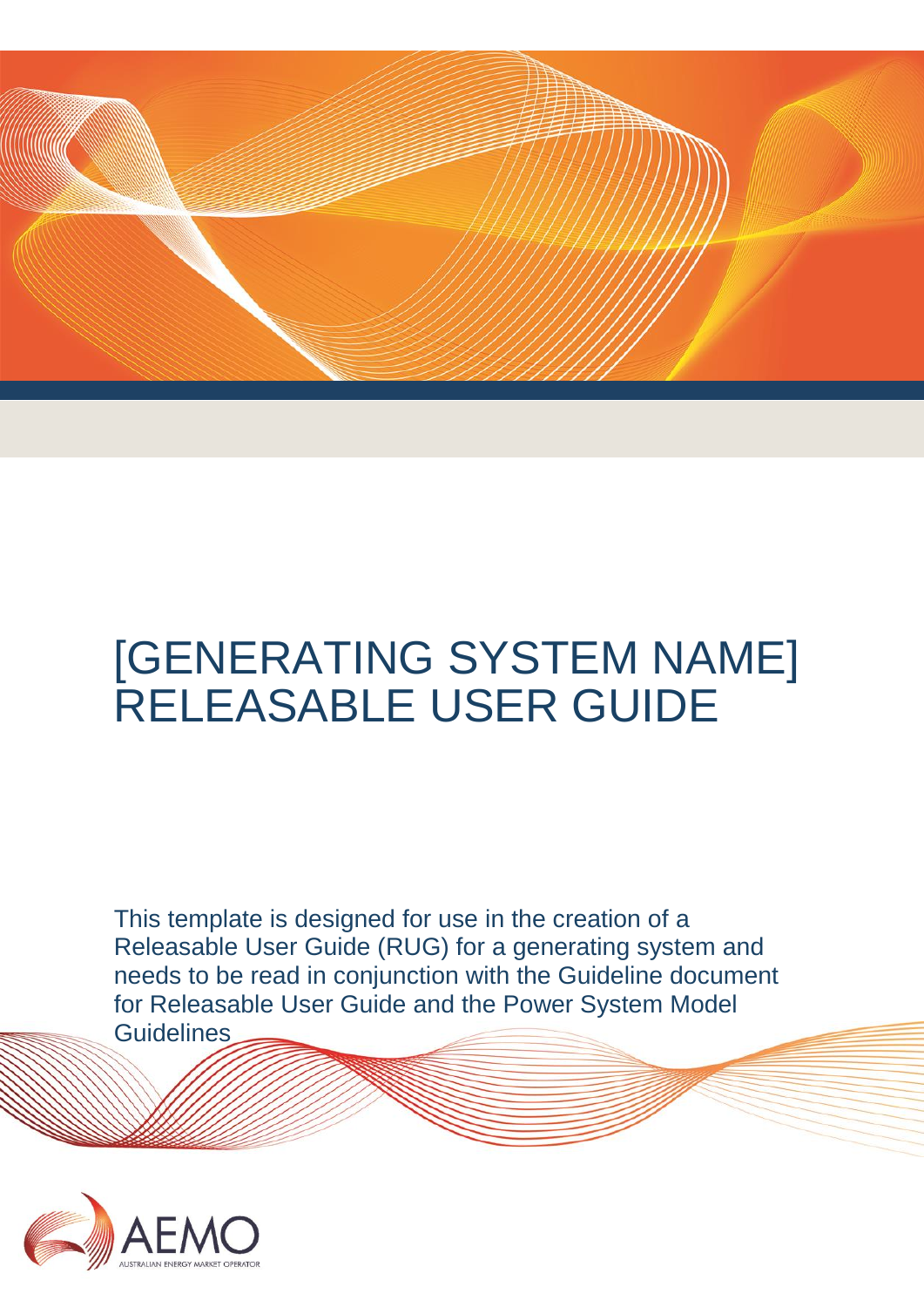# [GENERATING SYSTEM NAME] RELEASABLE USER GUIDE

This template is designed for use in the creation of a Releasable User Guide (RUG) for a generating system and needs to be read in conjunction with the Guideline document for Releasable User Guide and the Power System Model Guidelines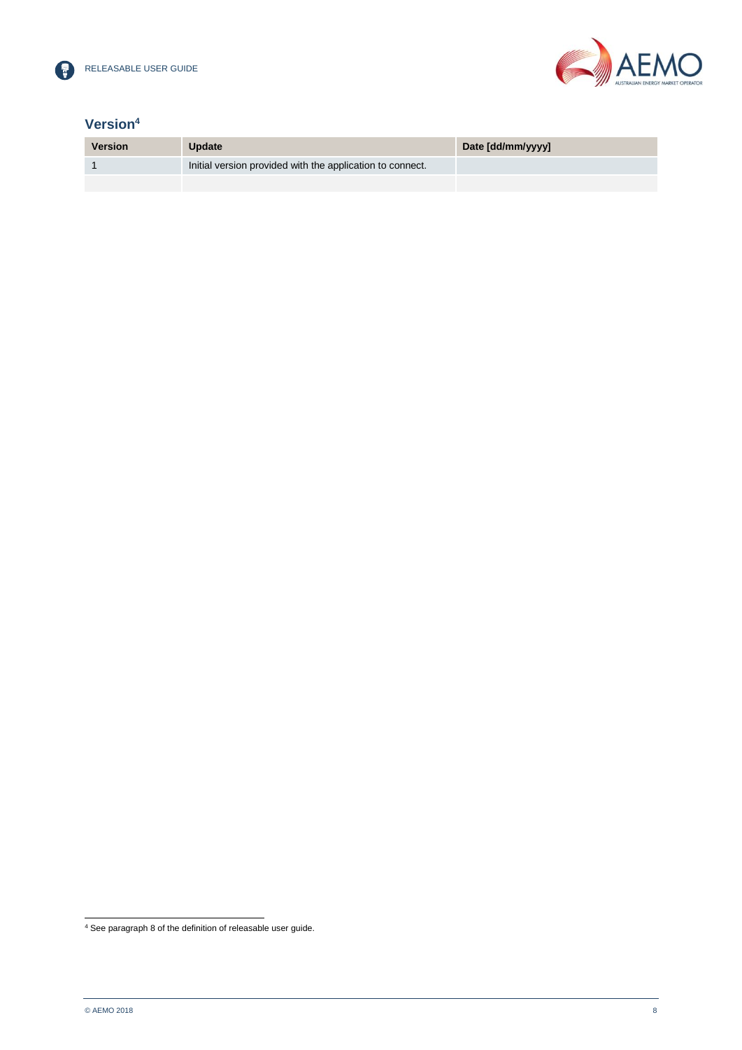## Version[4]

| Version | Update | Date [dd/mm/yyyy] |
|---|---|---|
| 1 | Initial version provided with the application to connect. | |
| | | |

[4] See paragraph 8 of the definition of releasable user guide.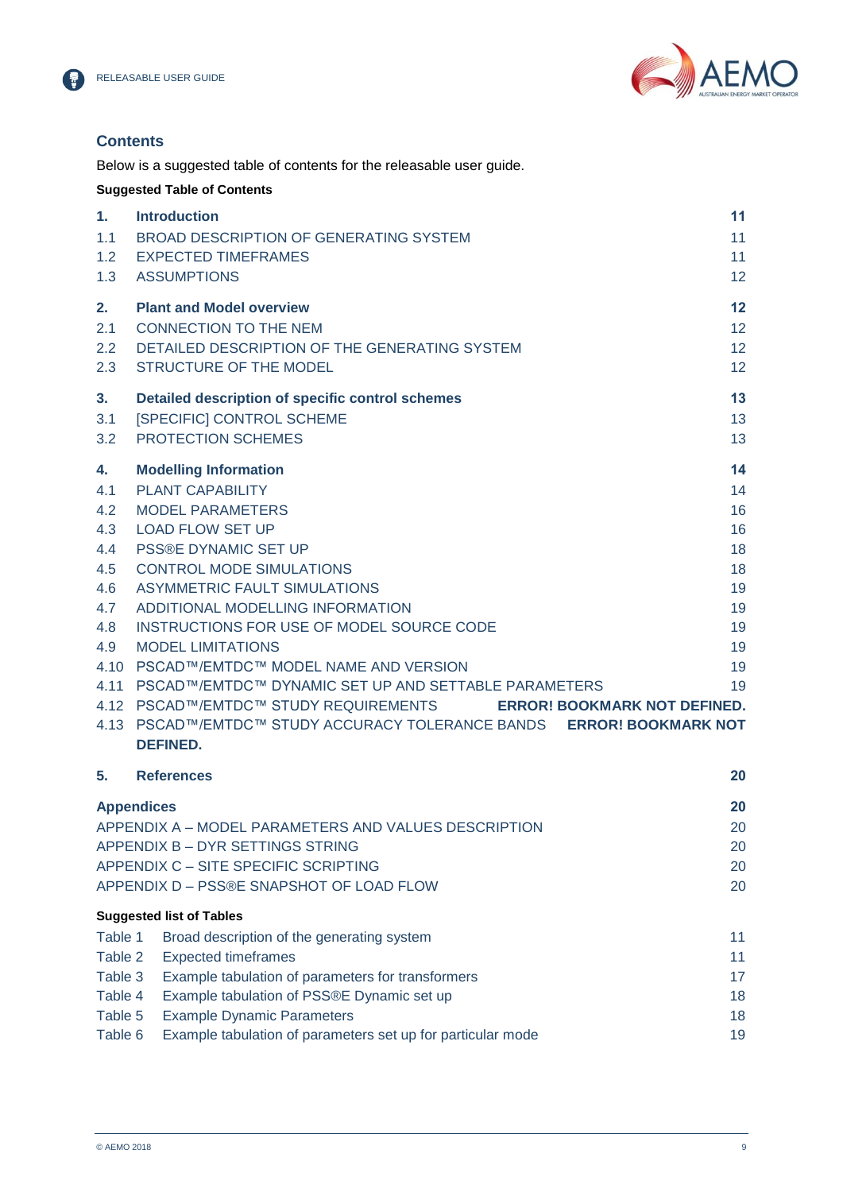## Contents

Below is a suggested table of contents for the releasable user guide.

**Suggested Table of Contents**

| | | |
|---|---|---|
| **1.** | **Introduction** | **11** |
| 1.1 | BROAD DESCRIPTION OF GENERATING SYSTEM | 11 |
| 1.2 | EXPECTED TIMEFRAMES | 11 |
| 1.3 | ASSUMPTIONS | 12 |
| **2.** | **Plant and Model overview** | **12** |
| 2.1 | CONNECTION TO THE NEM | 12 |
| 2.2 | DETAILED DESCRIPTION OF THE GENERATING SYSTEM | 12 |
| 2.3 | STRUCTURE OF THE MODEL | 12 |
| **3.** | **Detailed description of specific control schemes** | **13** |
| 3.1 | [SPECIFIC] CONTROL SCHEME | 13 |
| 3.2 | PROTECTION SCHEMES | 13 |
| **4.** | **Modelling Information** | **14** |
| 4.1 | PLANT CAPABILITY | 14 |
| 4.2 | MODEL PARAMETERS | 16 |
| 4.3 | LOAD FLOW SET UP | 16 |
| 4.4 | PSS®E DYNAMIC SET UP | 18 |
| 4.5 | CONTROL MODE SIMULATIONS | 18 |
| 4.6 | ASYMMETRIC FAULT SIMULATIONS | 19 |
| 4.7 | ADDITIONAL MODELLING INFORMATION | 19 |
| 4.8 | INSTRUCTIONS FOR USE OF MODEL SOURCE CODE | 19 |
| 4.9 | MODEL LIMITATIONS | 19 |
| 4.10 | PSCAD™/EMTDC™ MODEL NAME AND VERSION | 19 |
| 4.11 | PSCAD™/EMTDC™ DYNAMIC SET UP AND SETTABLE PARAMETERS | 19 |
| 4.12 | PSCAD™/EMTDC™ STUDY REQUIREMENTS | **ERROR! BOOKMARK NOT DEFINED.** |
| 4.13 | PSCAD™/EMTDC™ STUDY ACCURACY TOLERANCE BANDS | **ERROR! BOOKMARK NOT DEFINED.** |
| **5.** | **References** | **20** |
| | **Appendices** | **20** |
| | APPENDIX A – MODEL PARAMETERS AND VALUES DESCRIPTION | 20 |
| | APPENDIX B – DYR SETTINGS STRING | 20 |
| | APPENDIX C – SITE SPECIFIC SCRIPTING | 20 |
| | APPENDIX D – PSS®E SNAPSHOT OF LOAD FLOW | 20 |

**Suggested list of Tables**

| | | |
|---|---|---|
| Table 1 | Broad description of the generating system | 11 |
| Table 2 | Expected timeframes | 11 |
| Table 3 | Example tabulation of parameters for transformers | 17 |
| Table 4 | Example tabulation of PSS®E Dynamic set up | 18 |
| Table 5 | Example Dynamic Parameters | 18 |
| Table 6 | Example tabulation of parameters set up for particular mode | 19 |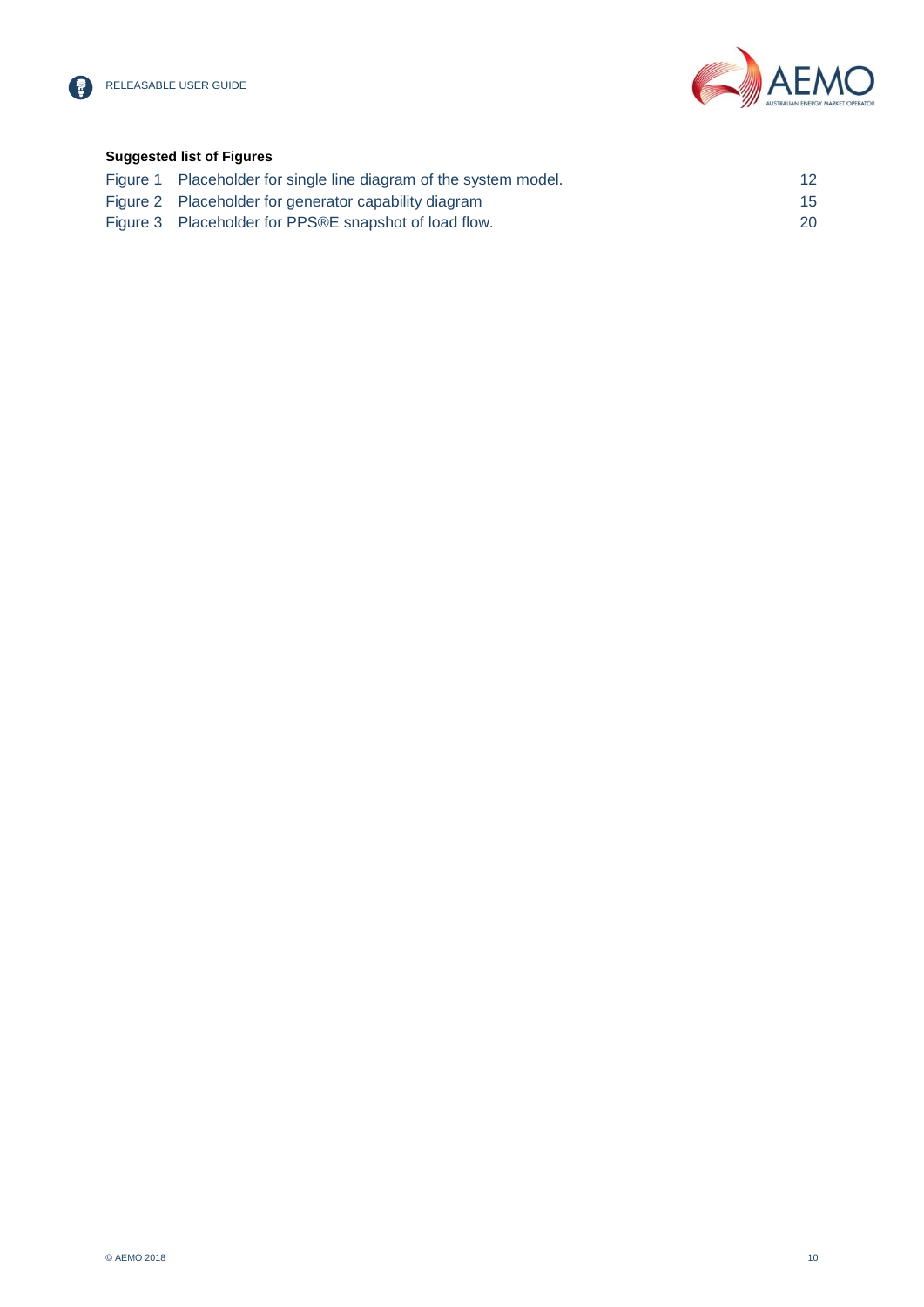**Suggested list of Figures**

| | | |
|---|---|---|
| Figure 1 | Placeholder for single line diagram of the system model. | 12 |
| Figure 2 | Placeholder for generator capability diagram | 15 |
| Figure 3 | Placeholder for PPS®E snapshot of load flow. | 20 |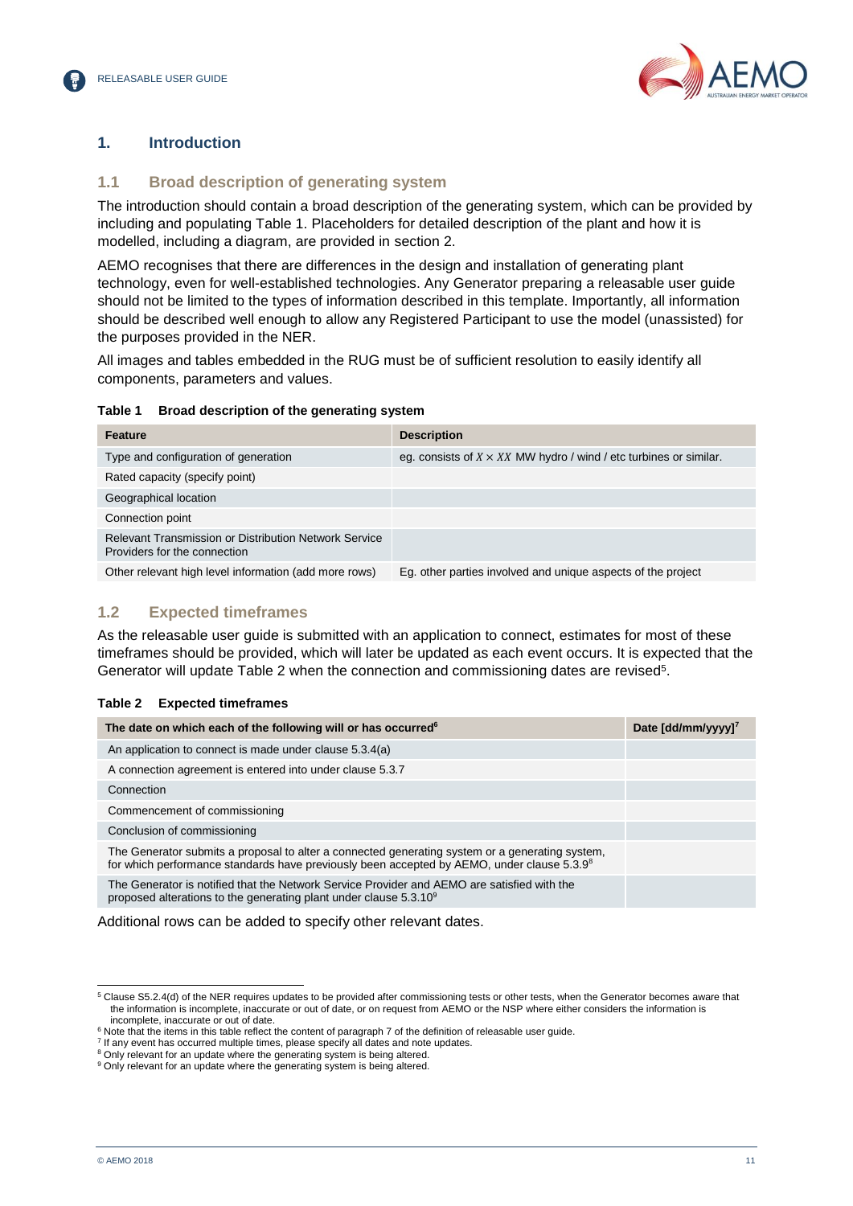# 1. Introduction

## 1.1 Broad description of generating system

The introduction should contain a broad description of the generating system, which can be provided by including and populating Table 1. Placeholders for detailed description of the plant and how it is modelled, including a diagram, are provided in section 2.

AEMO recognises that there are differences in the design and installation of generating plant technology, even for well-established technologies. Any Generator preparing a releasable user guide should not be limited to the types of information described in this template. Importantly, all information should be described well enough to allow any Registered Participant to use the model (unassisted) for the purposes provided in the NER.

All images and tables embedded in the RUG must be of sufficient resolution to easily identify all components, parameters and values.

**Table 1 Broad description of the generating system**

| Feature | Description |
| --- | --- |
| Type and configuration of generation | eg. consists of $X \times XX$ MW hydro / wind / etc turbines or similar. |
| Rated capacity (specify point) | |
| Geographical location | |
| Connection point | |
| Relevant Transmission or Distribution Network Service Providers for the connection | |
| Other relevant high level information (add more rows) | Eg. other parties involved and unique aspects of the project |

## 1.2 Expected timeframes

As the releasable user guide is submitted with an application to connect, estimates for most of these timeframes should be provided, which will later be updated as each event occurs. It is expected that the Generator will update Table 2 when the connection and commissioning dates are revised[5].

**Table 2 Expected timeframes**

| The date on which each of the following will or has occurred[6] | Date [dd/mm/yyyy][7] |
| --- | --- |
| An application to connect is made under clause 5.3.4(a) | |
| A connection agreement is entered into under clause 5.3.7 | |
| Connection | |
| Commencement of commissioning | |
| Conclusion of commissioning | |
| The Generator submits a proposal to alter a connected generating system or a generating system, for which performance standards have previously been accepted by AEMO, under clause 5.3.9[8] | |
| The Generator is notified that the Network Service Provider and AEMO are satisfied with the proposed alterations to the generating plant under clause 5.3.10[9] | |

Additional rows can be added to specify other relevant dates.

[5] Clause S5.2.4(d) of the NER requires updates to be provided after commissioning tests or other tests, when the Generator becomes aware that the information is incomplete, inaccurate or out of date, or on request from AEMO or the NSP where either considers the information is incomplete, inaccurate or out of date.

[6] Note that the items in this table reflect the content of paragraph 7 of the definition of releasable user guide.

[7] If any event has occurred multiple times, please specify all dates and note updates.

[8] Only relevant for an update where the generating system is being altered.

[9] Only relevant for an update where the generating system is being altered.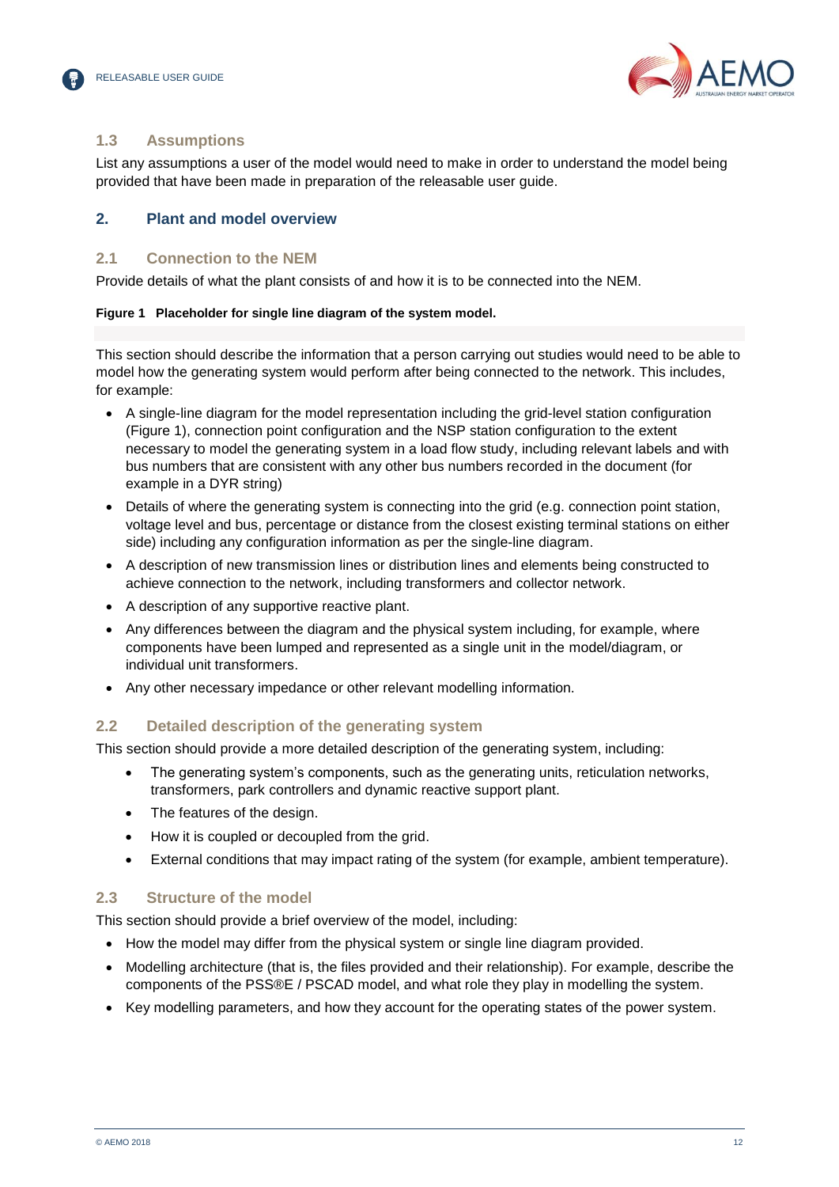### 1.3 Assumptions

List any assumptions a user of the model would need to make in order to understand the model being provided that have been made in preparation of the releasable user guide.

## 2. Plant and model overview

### 2.1 Connection to the NEM

Provide details of what the plant consists of and how it is to be connected into the NEM.

**Figure 1 Placeholder for single line diagram of the system model.**

This section should describe the information that a person carrying out studies would need to be able to model how the generating system would perform after being connected to the network. This includes, for example:

- A single-line diagram for the model representation including the grid-level station configuration (Figure 1), connection point configuration and the NSP station configuration to the extent necessary to model the generating system in a load flow study, including relevant labels and with bus numbers that are consistent with any other bus numbers recorded in the document (for example in a DYR string)
- Details of where the generating system is connecting into the grid (e.g. connection point station, voltage level and bus, percentage or distance from the closest existing terminal stations on either side) including any configuration information as per the single-line diagram.
- A description of new transmission lines or distribution lines and elements being constructed to achieve connection to the network, including transformers and collector network.
- A description of any supportive reactive plant.
- Any differences between the diagram and the physical system including, for example, where components have been lumped and represented as a single unit in the model/diagram, or individual unit transformers.
- Any other necessary impedance or other relevant modelling information.

### 2.2 Detailed description of the generating system

This section should provide a more detailed description of the generating system, including:

- The generating system's components, such as the generating units, reticulation networks, transformers, park controllers and dynamic reactive support plant.
- The features of the design.
- How it is coupled or decoupled from the grid.
- External conditions that may impact rating of the system (for example, ambient temperature).

### 2.3 Structure of the model

This section should provide a brief overview of the model, including:

- How the model may differ from the physical system or single line diagram provided.
- Modelling architecture (that is, the files provided and their relationship). For example, describe the components of the PSS®E / PSCAD model, and what role they play in modelling the system.
- Key modelling parameters, and how they account for the operating states of the power system.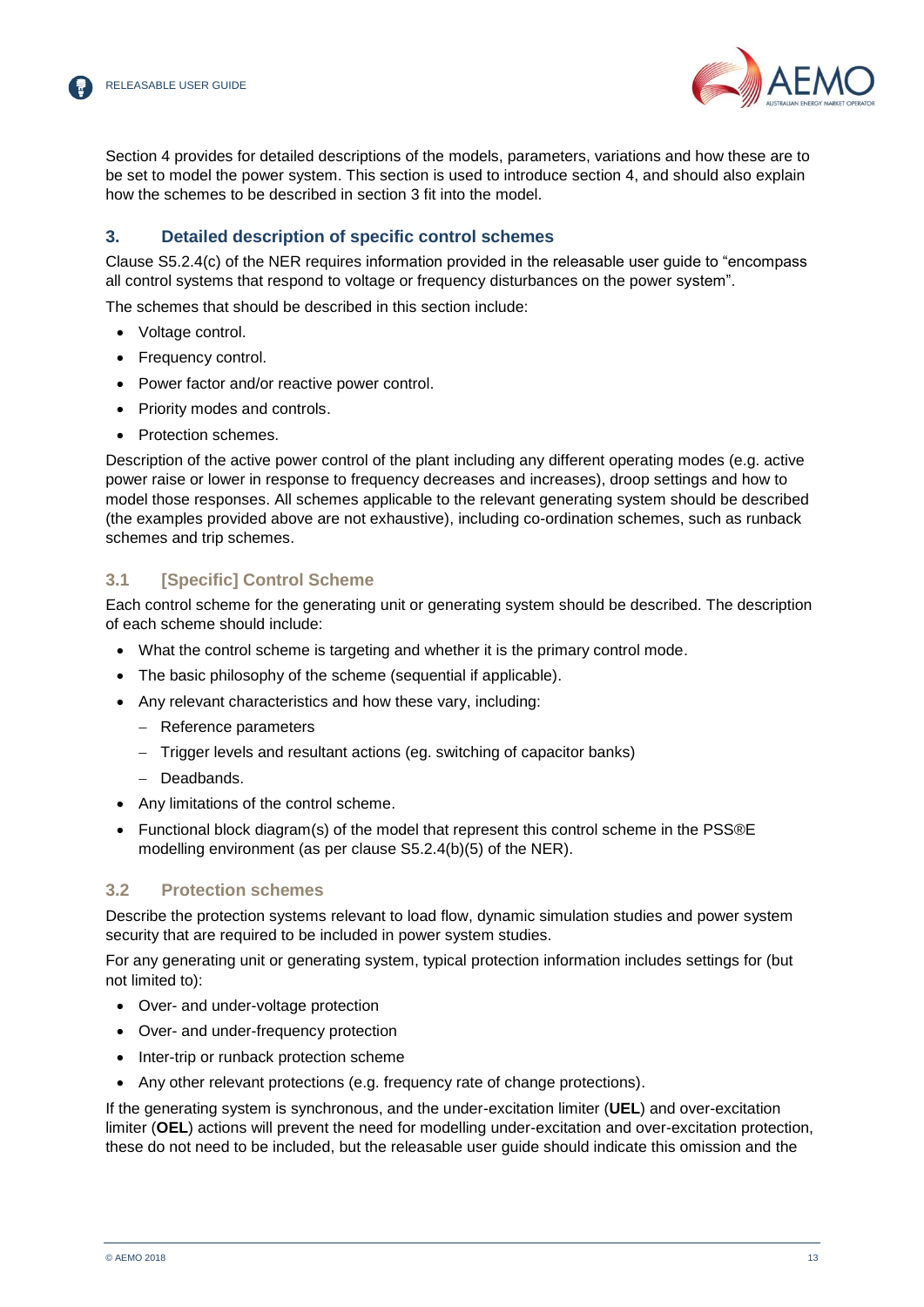Section 4 provides for detailed descriptions of the models, parameters, variations and how these are to be set to model the power system. This section is used to introduce section 4, and should also explain how the schemes to be described in section 3 fit into the model.

## 3. Detailed description of specific control schemes

Clause S5.2.4(c) of the NER requires information provided in the releasable user guide to "encompass all control systems that respond to voltage or frequency disturbances on the power system".

The schemes that should be described in this section include:

- Voltage control.
- Frequency control.
- Power factor and/or reactive power control.
- Priority modes and controls.
- Protection schemes.

Description of the active power control of the plant including any different operating modes (e.g. active power raise or lower in response to frequency decreases and increases), droop settings and how to model those responses. All schemes applicable to the relevant generating system should be described (the examples provided above are not exhaustive), including co-ordination schemes, such as runback schemes and trip schemes.

### 3.1 [Specific] Control Scheme

Each control scheme for the generating unit or generating system should be described. The description of each scheme should include:

- What the control scheme is targeting and whether it is the primary control mode.
- The basic philosophy of the scheme (sequential if applicable).
- Any relevant characteristics and how these vary, including:
  - Reference parameters
  - Trigger levels and resultant actions (eg. switching of capacitor banks)
  - Deadbands.
- Any limitations of the control scheme.
- Functional block diagram(s) of the model that represent this control scheme in the PSS®E modelling environment (as per clause S5.2.4(b)(5) of the NER).

### 3.2 Protection schemes

Describe the protection systems relevant to load flow, dynamic simulation studies and power system security that are required to be included in power system studies.

For any generating unit or generating system, typical protection information includes settings for (but not limited to):

- Over- and under-voltage protection
- Over- and under-frequency protection
- Inter-trip or runback protection scheme
- Any other relevant protections (e.g. frequency rate of change protections).

If the generating system is synchronous, and the under-excitation limiter (**UEL**) and over-excitation limiter (**OEL**) actions will prevent the need for modelling under-excitation and over-excitation protection, these do not need to be included, but the releasable user guide should indicate this omission and the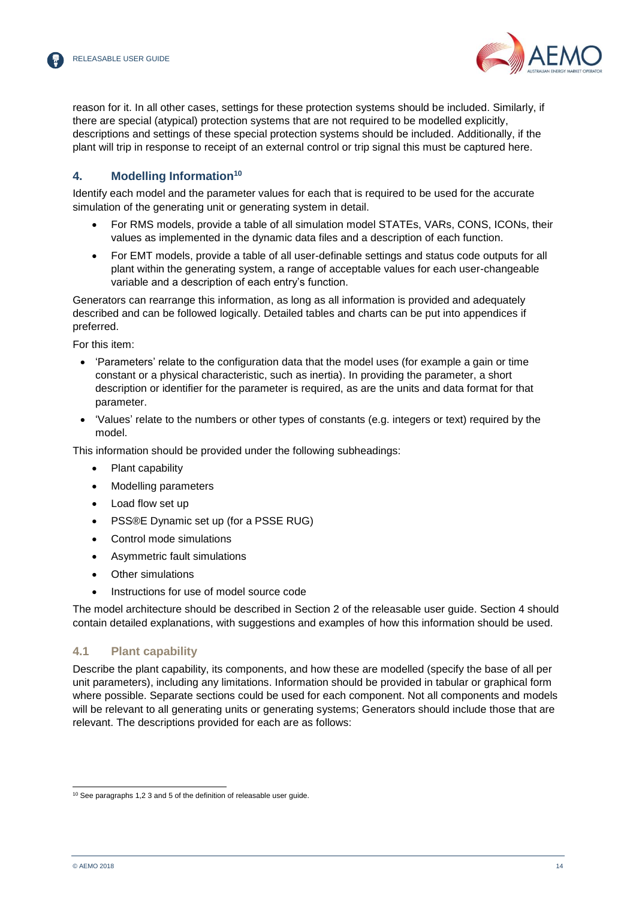reason for it. In all other cases, settings for these protection systems should be included. Similarly, if there are special (atypical) protection systems that are not required to be modelled explicitly, descriptions and settings of these special protection systems should be included. Additionally, if the plant will trip in response to receipt of an external control or trip signal this must be captured here.

## 4. Modelling Information[10]

Identify each model and the parameter values for each that is required to be used for the accurate simulation of the generating unit or generating system in detail.

- For RMS models, provide a table of all simulation model STATEs, VARs, CONS, ICONs, their values as implemented in the dynamic data files and a description of each function.
- For EMT models, provide a table of all user-definable settings and status code outputs for all plant within the generating system, a range of acceptable values for each user-changeable variable and a description of each entry's function.

Generators can rearrange this information, as long as all information is provided and adequately described and can be followed logically. Detailed tables and charts can be put into appendices if preferred.

For this item:

- 'Parameters' relate to the configuration data that the model uses (for example a gain or time constant or a physical characteristic, such as inertia). In providing the parameter, a short description or identifier for the parameter is required, as are the units and data format for that parameter.
- 'Values' relate to the numbers or other types of constants (e.g. integers or text) required by the model.

This information should be provided under the following subheadings:

- Plant capability
- Modelling parameters
- Load flow set up
- PSS®E Dynamic set up (for a PSSE RUG)
- Control mode simulations
- Asymmetric fault simulations
- Other simulations
- Instructions for use of model source code

The model architecture should be described in Section 2 of the releasable user guide. Section 4 should contain detailed explanations, with suggestions and examples of how this information should be used.

### 4.1 Plant capability

Describe the plant capability, its components, and how these are modelled (specify the base of all per unit parameters), including any limitations. Information should be provided in tabular or graphical form where possible. Separate sections could be used for each component. Not all components and models will be relevant to all generating units or generating systems; Generators should include those that are relevant. The descriptions provided for each are as follows:

---

[10] See paragraphs 1,2 3 and 5 of the definition of releasable user guide.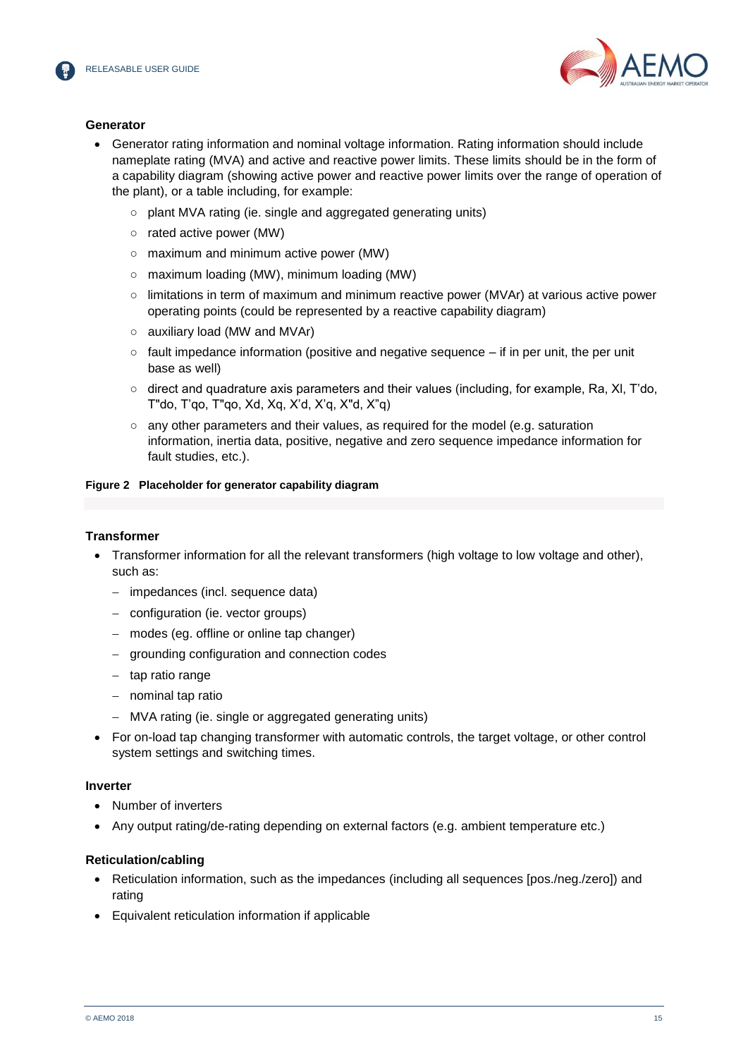### Generator

- Generator rating information and nominal voltage information. Rating information should include nameplate rating (MVA) and active and reactive power limits. These limits should be in the form of a capability diagram (showing active power and reactive power limits over the range of operation of the plant), or a table including, for example:
  - plant MVA rating (ie. single and aggregated generating units)
  - rated active power (MW)
  - maximum and minimum active power (MW)
  - maximum loading (MW), minimum loading (MW)
  - limitations in term of maximum and minimum reactive power (MVAr) at various active power operating points (could be represented by a reactive capability diagram)
  - auxiliary load (MW and MVAr)
  - fault impedance information (positive and negative sequence – if in per unit, the per unit base as well)
  - direct and quadrature axis parameters and their values (including, for example, Ra, Xl, T'do, T"do, T'qo, T"qo, Xd, Xq, X'd, X'q, X"d, X"q)
  - any other parameters and their values, as required for the model (e.g. saturation information, inertia data, positive, negative and zero sequence impedance information for fault studies, etc.).

**Figure 2 Placeholder for generator capability diagram**

### Transformer

- Transformer information for all the relevant transformers (high voltage to low voltage and other), such as:
  - impedances (incl. sequence data)
  - configuration (ie. vector groups)
  - modes (eg. offline or online tap changer)
  - grounding configuration and connection codes
  - tap ratio range
  - nominal tap ratio
  - MVA rating (ie. single or aggregated generating units)
- For on-load tap changing transformer with automatic controls, the target voltage, or other control system settings and switching times.

### Inverter

- Number of inverters
- Any output rating/de-rating depending on external factors (e.g. ambient temperature etc.)

### Reticulation/cabling

- Reticulation information, such as the impedances (including all sequences [pos./neg./zero]) and rating
- Equivalent reticulation information if applicable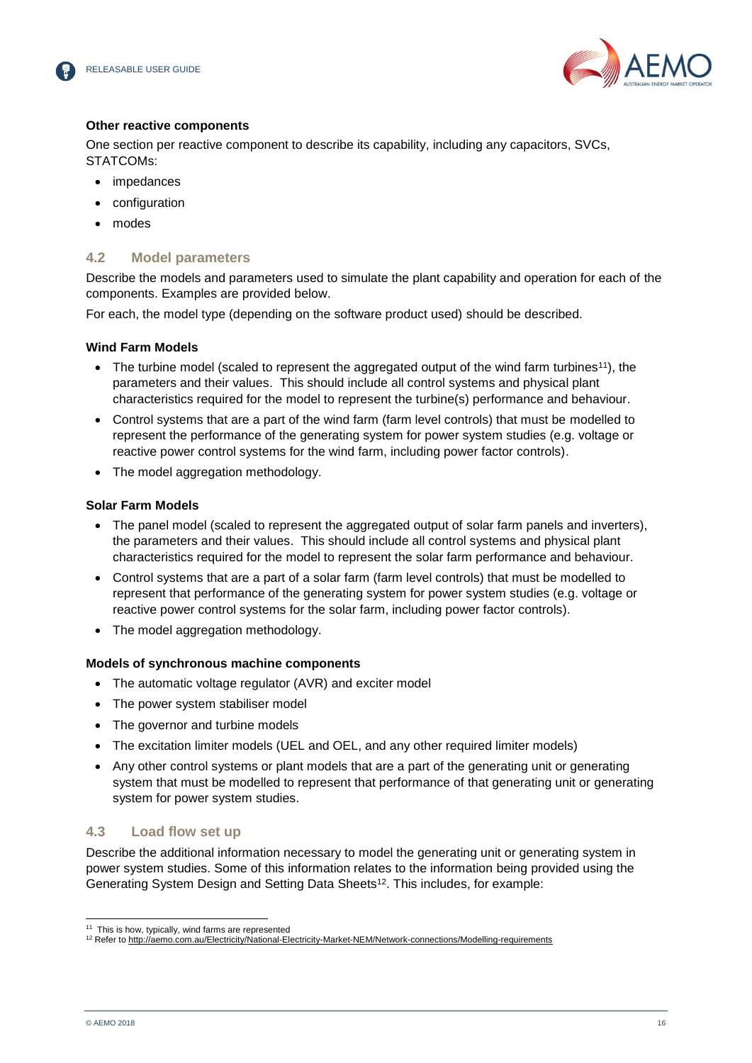#### Other reactive components

One section per reactive component to describe its capability, including any capacitors, SVCs, STATCOMs:

- impedances
- configuration
- modes

### 4.2 Model parameters

Describe the models and parameters used to simulate the plant capability and operation for each of the components. Examples are provided below.

For each, the model type (depending on the software product used) should be described.

#### Wind Farm Models

- The turbine model (scaled to represent the aggregated output of the wind farm turbines[11]), the parameters and their values. This should include all control systems and physical plant characteristics required for the model to represent the turbine(s) performance and behaviour.
- Control systems that are a part of the wind farm (farm level controls) that must be modelled to represent the performance of the generating system for power system studies (e.g. voltage or reactive power control systems for the wind farm, including power factor controls).
- The model aggregation methodology.

#### Solar Farm Models

- The panel model (scaled to represent the aggregated output of solar farm panels and inverters), the parameters and their values. This should include all control systems and physical plant characteristics required for the model to represent the solar farm performance and behaviour.
- Control systems that are a part of a solar farm (farm level controls) that must be modelled to represent that performance of the generating system for power system studies (e.g. voltage or reactive power control systems for the solar farm, including power factor controls).
- The model aggregation methodology.

#### Models of synchronous machine components

- The automatic voltage regulator (AVR) and exciter model
- The power system stabiliser model
- The governor and turbine models
- The excitation limiter models (UEL and OEL, and any other required limiter models)
- Any other control systems or plant models that are a part of the generating unit or generating system that must be modelled to represent that performance of that generating unit or generating system for power system studies.

### 4.3 Load flow set up

Describe the additional information necessary to model the generating unit or generating system in power system studies. Some of this information relates to the information being provided using the Generating System Design and Setting Data Sheets[12]. This includes, for example:

---

[11] This is how, typically, wind farms are represented

[12] Refer to http://aemo.com.au/Electricity/National-Electricity-Market-NEM/Network-connections/Modelling-requirements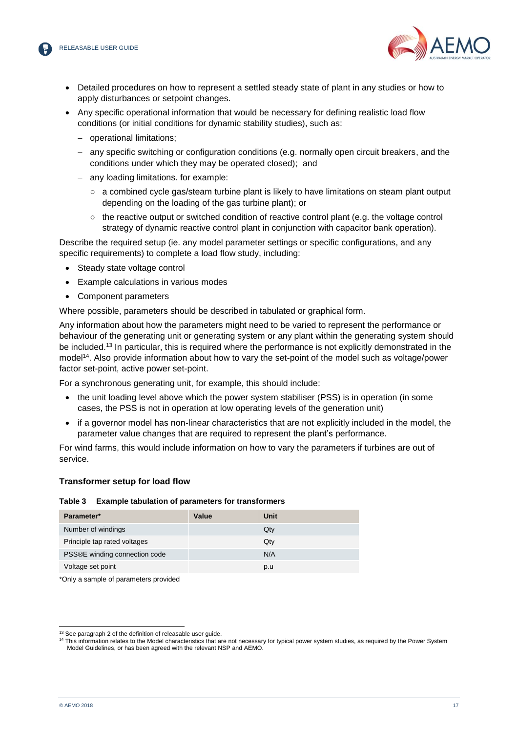- Detailed procedures on how to represent a settled steady state of plant in any studies or how to apply disturbances or setpoint changes.
- Any specific operational information that would be necessary for defining realistic load flow conditions (or initial conditions for dynamic stability studies), such as:
  - operational limitations;
  - any specific switching or configuration conditions (e.g. normally open circuit breakers, and the conditions under which they may be operated closed); and
  - any loading limitations. for example:
    - a combined cycle gas/steam turbine plant is likely to have limitations on steam plant output depending on the loading of the gas turbine plant); or
    - the reactive output or switched condition of reactive control plant (e.g. the voltage control strategy of dynamic reactive control plant in conjunction with capacitor bank operation).

Describe the required setup (ie. any model parameter settings or specific configurations, and any specific requirements) to complete a load flow study, including:

- Steady state voltage control
- Example calculations in various modes
- Component parameters

Where possible, parameters should be described in tabulated or graphical form.

Any information about how the parameters might need to be varied to represent the performance or behaviour of the generating unit or generating system or any plant within the generating system should be included.[13] In particular, this is required where the performance is not explicitly demonstrated in the model[14]. Also provide information about how to vary the set-point of the model such as voltage/power factor set-point, active power set-point.

For a synchronous generating unit, for example, this should include:

- the unit loading level above which the power system stabiliser (PSS) is in operation (in some cases, the PSS is not in operation at low operating levels of the generation unit)
- if a governor model has non-linear characteristics that are not explicitly included in the model, the parameter value changes that are required to represent the plant's performance.

For wind farms, this would include information on how to vary the parameters if turbines are out of service.

### Transformer setup for load flow

**Table 3 Example tabulation of parameters for transformers**

| Parameter* | Value | Unit |
|---|---|---|
| Number of windings | | Qty |
| Principle tap rated voltages | | Qty |
| PSS®E winding connection code | | N/A |
| Voltage set point | | p.u |

*Only a sample of parameters provided

[13] See paragraph 2 of the definition of releasable user guide.

[14] This information relates to the Model characteristics that are not necessary for typical power system studies, as required by the Power System Model Guidelines, or has been agreed with the relevant NSP and AEMO.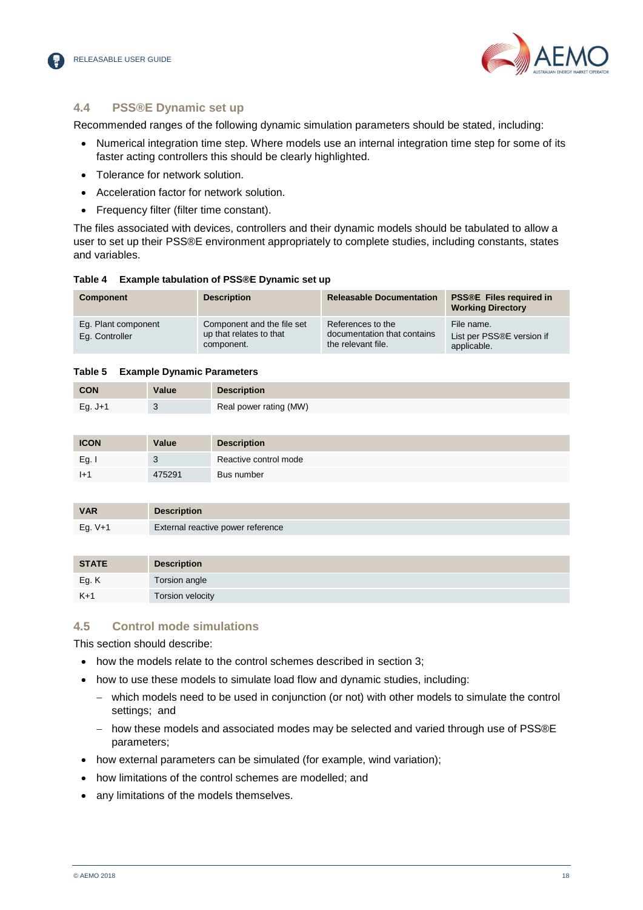## 4.4 PSS®E Dynamic set up

Recommended ranges of the following dynamic simulation parameters should be stated, including:

- Numerical integration time step. Where models use an internal integration time step for some of its faster acting controllers this should be clearly highlighted.
- Tolerance for network solution.
- Acceleration factor for network solution.
- Frequency filter (filter time constant).

The files associated with devices, controllers and their dynamic models should be tabulated to allow a user to set up their PSS®E environment appropriately to complete studies, including constants, states and variables.

**Table 4 Example tabulation of PSS®E Dynamic set up**

| Component | Description | Releasable Documentation | PSS®E Files required in Working Directory |
|---|---|---|---|
| Eg. Plant component<br>Eg. Controller | Component and the file set up that relates to that component. | References to the documentation that contains the relevant file. | File name.<br>List per PSS®E version if applicable. |

**Table 5 Example Dynamic Parameters**

| CON | Value | Description |
|---|---|---|
| Eg. J+1 | 3 | Real power rating (MW) |

| ICON | Value | Description |
|---|---|---|
| Eg. I | 3 | Reactive control mode |
| I+1 | 475291 | Bus number |

| VAR | Description |
|---|---|
| Eg. V+1 | External reactive power reference |

| STATE | Description |
|---|---|
| Eg. K | Torsion angle |
| K+1 | Torsion velocity |

## 4.5 Control mode simulations

This section should describe:

- how the models relate to the control schemes described in section 3;
- how to use these models to simulate load flow and dynamic studies, including:
  - which models need to be used in conjunction (or not) with other models to simulate the control settings; and
  - how these models and associated modes may be selected and varied through use of PSS®E parameters;
- how external parameters can be simulated (for example, wind variation);
- how limitations of the control schemes are modelled; and
- any limitations of the models themselves.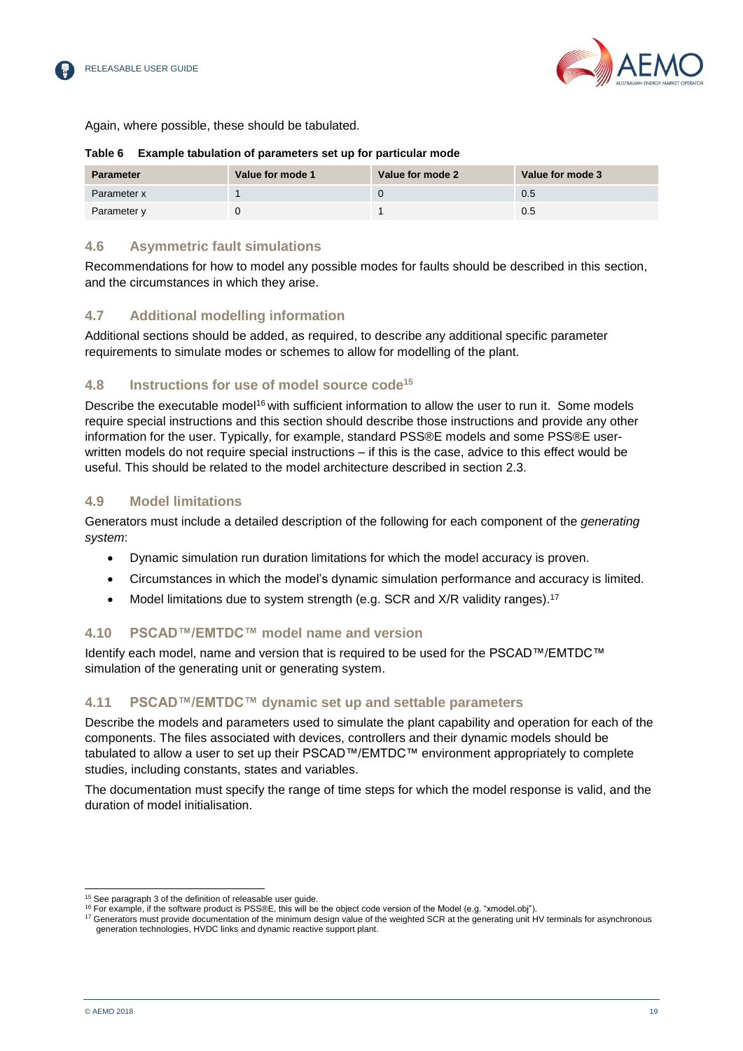Again, where possible, these should be tabulated.

**Table 6 Example tabulation of parameters set up for particular mode**

| Parameter | Value for mode 1 | Value for mode 2 | Value for mode 3 |
|---|---|---|---|
| Parameter x | 1 | 0 | 0.5 |
| Parameter y | 0 | 1 | 0.5 |

### 4.6 Asymmetric fault simulations

Recommendations for how to model any possible modes for faults should be described in this section, and the circumstances in which they arise.

### 4.7 Additional modelling information

Additional sections should be added, as required, to describe any additional specific parameter requirements to simulate modes or schemes to allow for modelling of the plant.

### 4.8 Instructions for use of model source code[15]

Describe the executable model[16] with sufficient information to allow the user to run it. Some models require special instructions and this section should describe those instructions and provide any other information for the user. Typically, for example, standard PSS®E models and some PSS®E user-written models do not require special instructions – if this is the case, advice to this effect would be useful. This should be related to the model architecture described in section 2.3.

### 4.9 Model limitations

Generators must include a detailed description of the following for each component of the *generating system*:

- Dynamic simulation run duration limitations for which the model accuracy is proven.
- Circumstances in which the model's dynamic simulation performance and accuracy is limited.
- Model limitations due to system strength (e.g. SCR and X/R validity ranges).[17]

### 4.10 PSCAD™/EMTDC™ model name and version

Identify each model, name and version that is required to be used for the PSCAD™/EMTDC™ simulation of the generating unit or generating system.

### 4.11 PSCAD™/EMTDC™ dynamic set up and settable parameters

Describe the models and parameters used to simulate the plant capability and operation for each of the components. The files associated with devices, controllers and their dynamic models should be tabulated to allow a user to set up their PSCAD™/EMTDC™ environment appropriately to complete studies, including constants, states and variables.

The documentation must specify the range of time steps for which the model response is valid, and the duration of model initialisation.

---

[15] See paragraph 3 of the definition of releasable user guide.

[16] For example, if the software product is PSS®E, this will be the object code version of the Model (e.g. "xmodel.obj").

[17] Generators must provide documentation of the minimum design value of the weighted SCR at the generating unit HV terminals for asynchronous generation technologies, HVDC links and dynamic reactive support plant.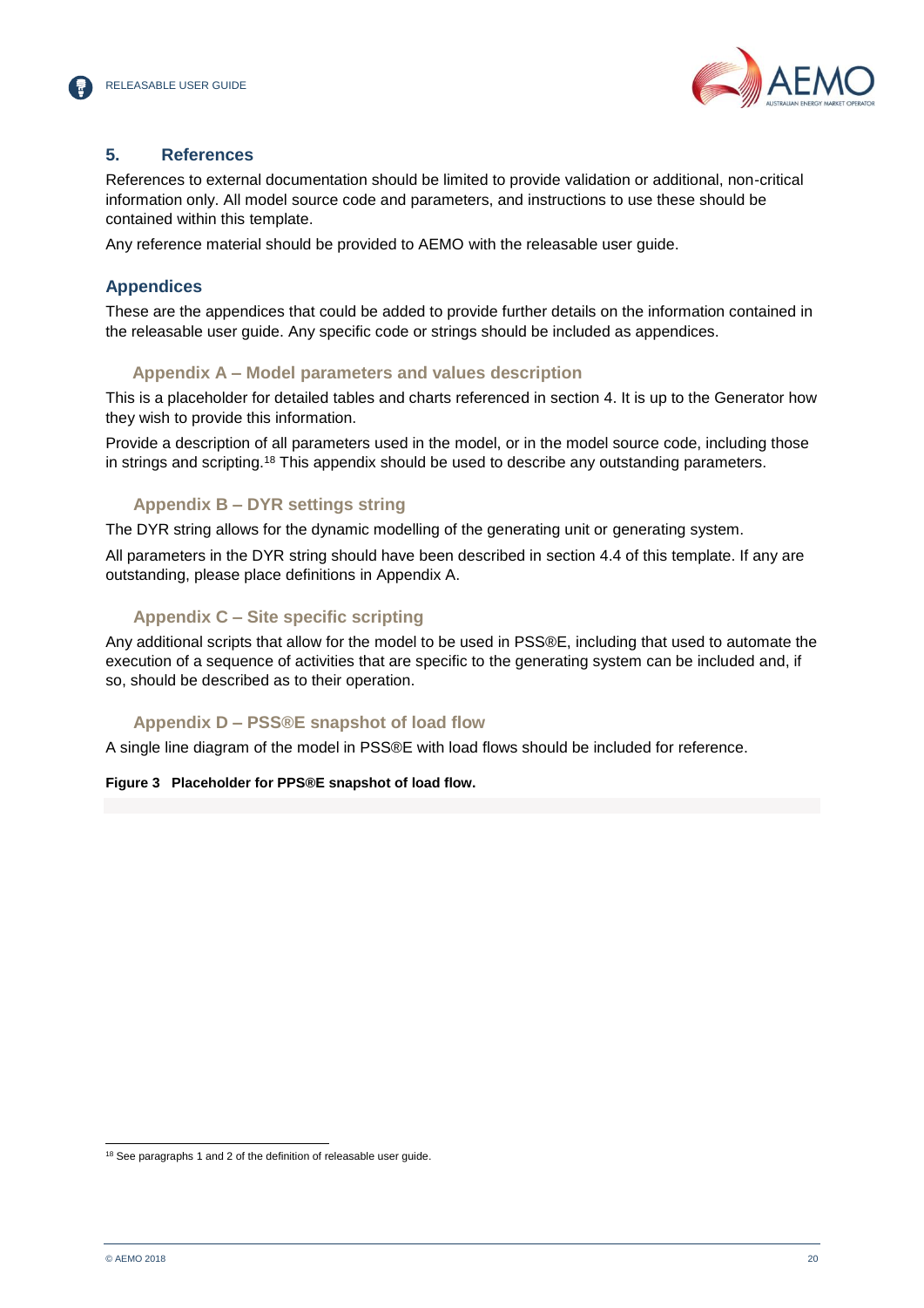## 5. References

References to external documentation should be limited to provide validation or additional, non-critical information only. All model source code and parameters, and instructions to use these should be contained within this template.

Any reference material should be provided to AEMO with the releasable user guide.

## Appendices

These are the appendices that could be added to provide further details on the information contained in the releasable user guide. Any specific code or strings should be included as appendices.

### Appendix A – Model parameters and values description

This is a placeholder for detailed tables and charts referenced in section 4. It is up to the Generator how they wish to provide this information.

Provide a description of all parameters used in the model, or in the model source code, including those in strings and scripting.[18] This appendix should be used to describe any outstanding parameters.

### Appendix B – DYR settings string

The DYR string allows for the dynamic modelling of the generating unit or generating system.

All parameters in the DYR string should have been described in section 4.4 of this template. If any are outstanding, please place definitions in Appendix A.

### Appendix C – Site specific scripting

Any additional scripts that allow for the model to be used in PSS®E, including that used to automate the execution of a sequence of activities that are specific to the generating system can be included and, if so, should be described as to their operation.

### Appendix D – PSS®E snapshot of load flow

A single line diagram of the model in PSS®E with load flows should be included for reference.

**Figure 3 Placeholder for PPS®E snapshot of load flow.**

[18] See paragraphs 1 and 2 of the definition of releasable user guide.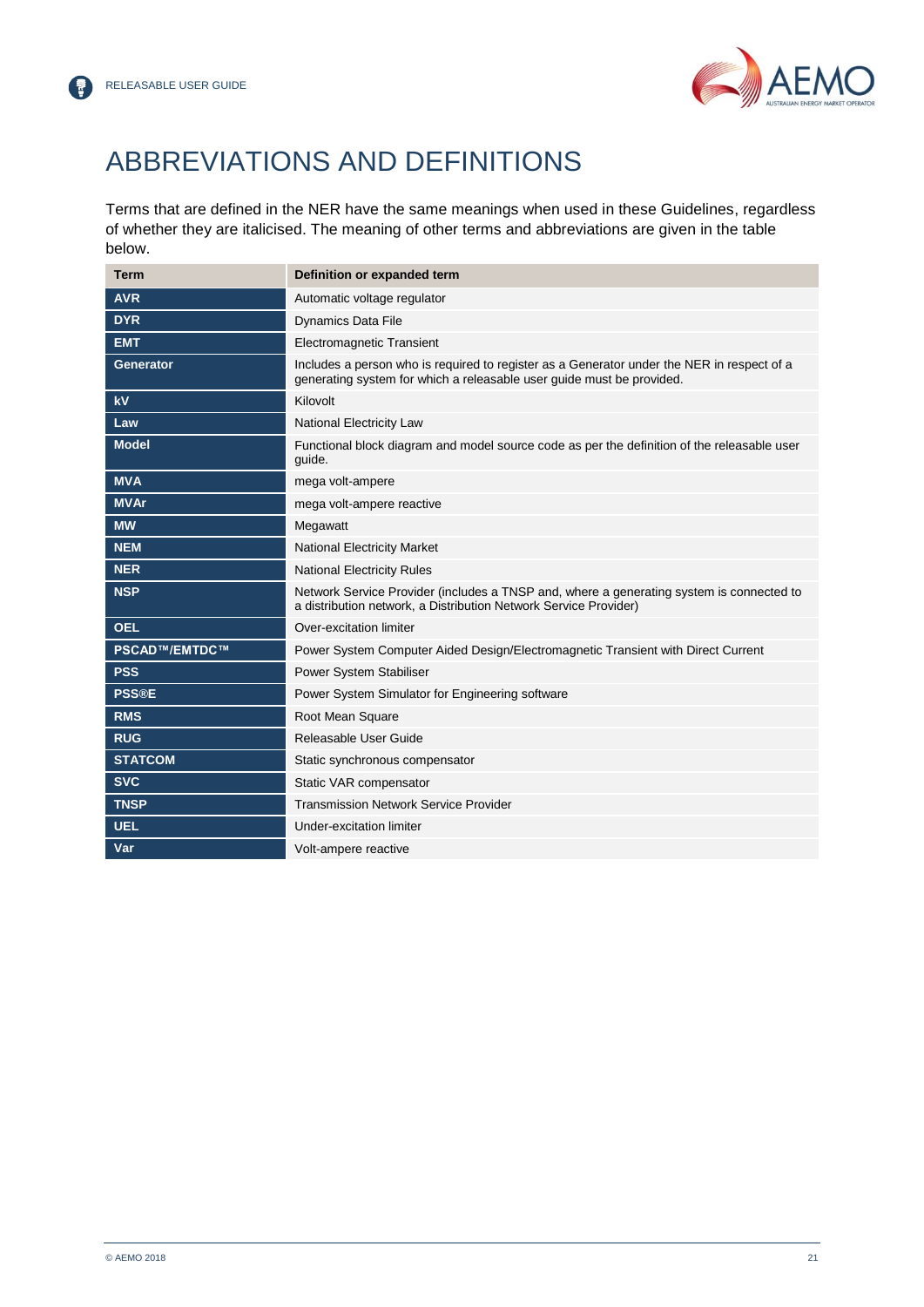# ABBREVIATIONS AND DEFINITIONS

Terms that are defined in the NER have the same meanings when used in these Guidelines, regardless of whether they are italicised. The meaning of other terms and abbreviations are given in the table below.

| Term | Definition or expanded term |
|---|---|
| **AVR** | Automatic voltage regulator |
| **DYR** | Dynamics Data File |
| **EMT** | Electromagnetic Transient |
| **Generator** | Includes a person who is required to register as a Generator under the NER in respect of a generating system for which a releasable user guide must be provided. |
| **kV** | Kilovolt |
| **Law** | National Electricity Law |
| **Model** | Functional block diagram and model source code as per the definition of the releasable user guide. |
| **MVA** | mega volt-ampere |
| **MVAr** | mega volt-ampere reactive |
| **MW** | Megawatt |
| **NEM** | National Electricity Market |
| **NER** | National Electricity Rules |
| **NSP** | Network Service Provider (includes a TNSP and, where a generating system is connected to a distribution network, a Distribution Network Service Provider) |
| **OEL** | Over-excitation limiter |
| **PSCAD™/EMTDC™** | Power System Computer Aided Design/Electromagnetic Transient with Direct Current |
| **PSS** | Power System Stabiliser |
| **PSS®E** | Power System Simulator for Engineering software |
| **RMS** | Root Mean Square |
| **RUG** | Releasable User Guide |
| **STATCOM** | Static synchronous compensator |
| **SVC** | Static VAR compensator |
| **TNSP** | Transmission Network Service Provider |
| **UEL** | Under-excitation limiter |
| **Var** | Volt-ampere reactive |